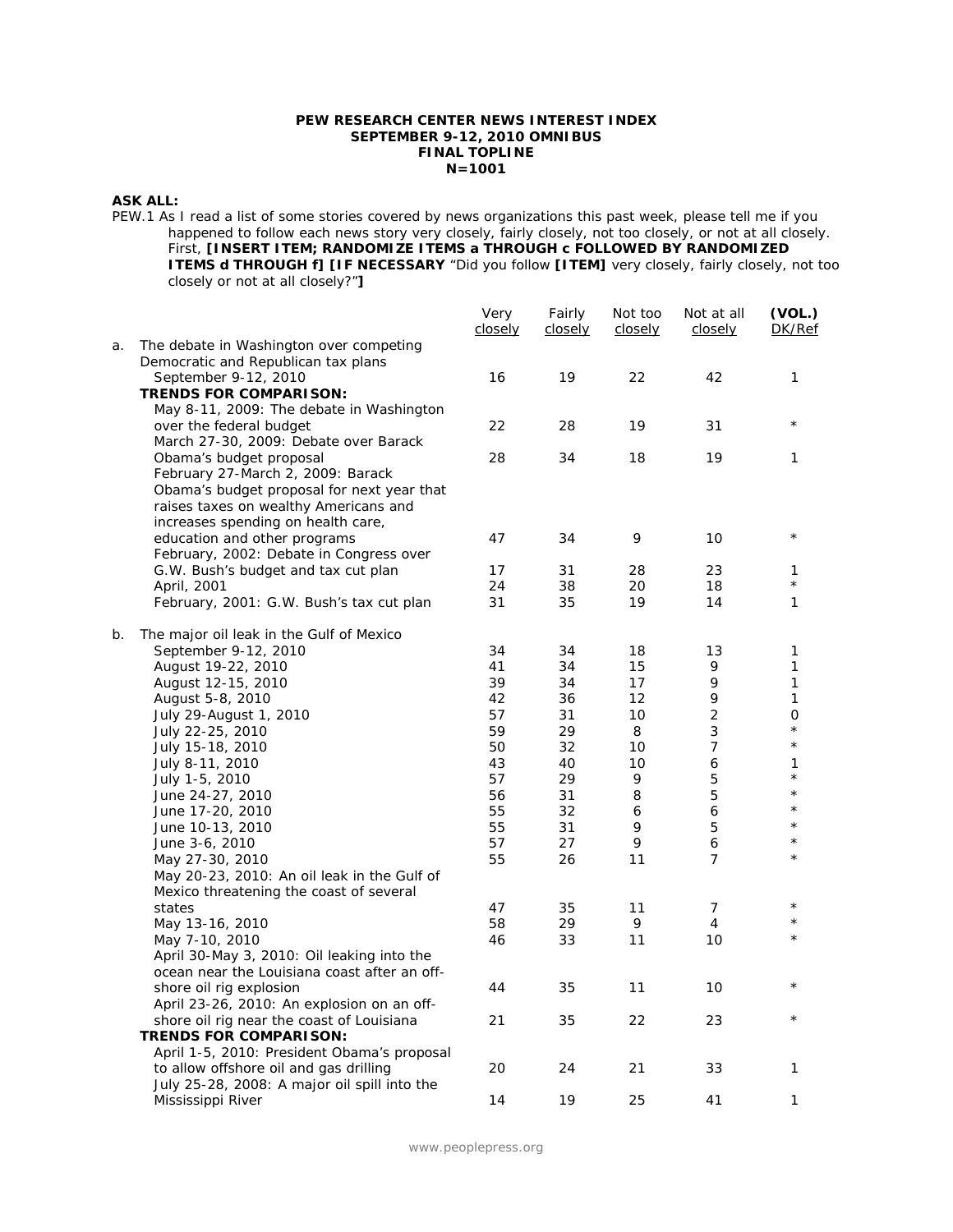**PEW RESEARCH CENTER NEWS INTEREST INDEX**
**SEPTEMBER 9-12, 2010 OMNIBUS**
**FINAL TOPLINE**
**N=1001**

**ASK ALL:**

PEW.1 As I read a list of some stories covered by news organizations this past week, please tell me if you happened to follow each news story very closely, fairly closely, not too closely, or not at all closely. First, **[INSERT ITEM; RANDOMIZE ITEMS a THROUGH c FOLLOWED BY RANDOMIZED ITEMS d THROUGH f] [IF NECESSARY** "Did you follow **[ITEM]** very closely, fairly closely, not too closely or not at all closely?"**]**

| | | Very closely | Fairly closely | Not too closely | Not at all closely | (VOL.) DK/Ref |
|---|---|---|---|---|---|---|
| a. | The debate in Washington over competing Democratic and Republican tax plans | | | | | |
| | September 9-12, 2010 | 16 | 19 | 22 | 42 | 1 |
| | **TRENDS FOR COMPARISON:** | | | | | |
| | May 8-11, 2009: The debate in Washington over the federal budget | 22 | 28 | 19 | 31 | * |
| | March 27-30, 2009: Debate over Barack Obama's budget proposal | 28 | 34 | 18 | 19 | 1 |
| | February 27-March 2, 2009: Barack Obama's budget proposal for next year that raises taxes on wealthy Americans and increases spending on health care, education and other programs | 47 | 34 | 9 | 10 | * |
| | February, 2002: Debate in Congress over G.W. Bush's budget and tax cut plan | 17 | 31 | 28 | 23 | 1 |
| | April, 2001 | 24 | 38 | 20 | 18 | * |
| | February, 2001: G.W. Bush's tax cut plan | 31 | 35 | 19 | 14 | 1 |
| b. | The major oil leak in the Gulf of Mexico | | | | | |
| | September 9-12, 2010 | 34 | 34 | 18 | 13 | 1 |
| | August 19-22, 2010 | 41 | 34 | 15 | 9 | 1 |
| | August 12-15, 2010 | 39 | 34 | 17 | 9 | 1 |
| | August 5-8, 2010 | 42 | 36 | 12 | 9 | 1 |
| | July 29-August 1, 2010 | 57 | 31 | 10 | 2 | 0 |
| | July 22-25, 2010 | 59 | 29 | 8 | 3 | * |
| | July 15-18, 2010 | 50 | 32 | 10 | 7 | * |
| | July 8-11, 2010 | 43 | 40 | 10 | 6 | 1 |
| | July 1-5, 2010 | 57 | 29 | 9 | 5 | * |
| | June 24-27, 2010 | 56 | 31 | 8 | 5 | * |
| | June 17-20, 2010 | 55 | 32 | 6 | 6 | * |
| | June 10-13, 2010 | 55 | 31 | 9 | 5 | * |
| | June 3-6, 2010 | 57 | 27 | 9 | 6 | * |
| | May 27-30, 2010 | 55 | 26 | 11 | 7 | * |
| | May 20-23, 2010: An oil leak in the Gulf of Mexico threatening the coast of several states | 47 | 35 | 11 | 7 | * |
| | May 13-16, 2010 | 58 | 29 | 9 | 4 | * |
| | May 7-10, 2010 | 46 | 33 | 11 | 10 | * |
| | April 30-May 3, 2010: Oil leaking into the ocean near the Louisiana coast after an off-shore oil rig explosion | 44 | 35 | 11 | 10 | * |
| | April 23-26, 2010: An explosion on an off-shore oil rig near the coast of Louisiana | 21 | 35 | 22 | 23 | * |
| | **TRENDS FOR COMPARISON:** | | | | | |
| | April 1-5, 2010: President Obama's proposal to allow offshore oil and gas drilling | 20 | 24 | 21 | 33 | 1 |
| | July 25-28, 2008: A major oil spill into the Mississippi River | 14 | 19 | 25 | 41 | 1 |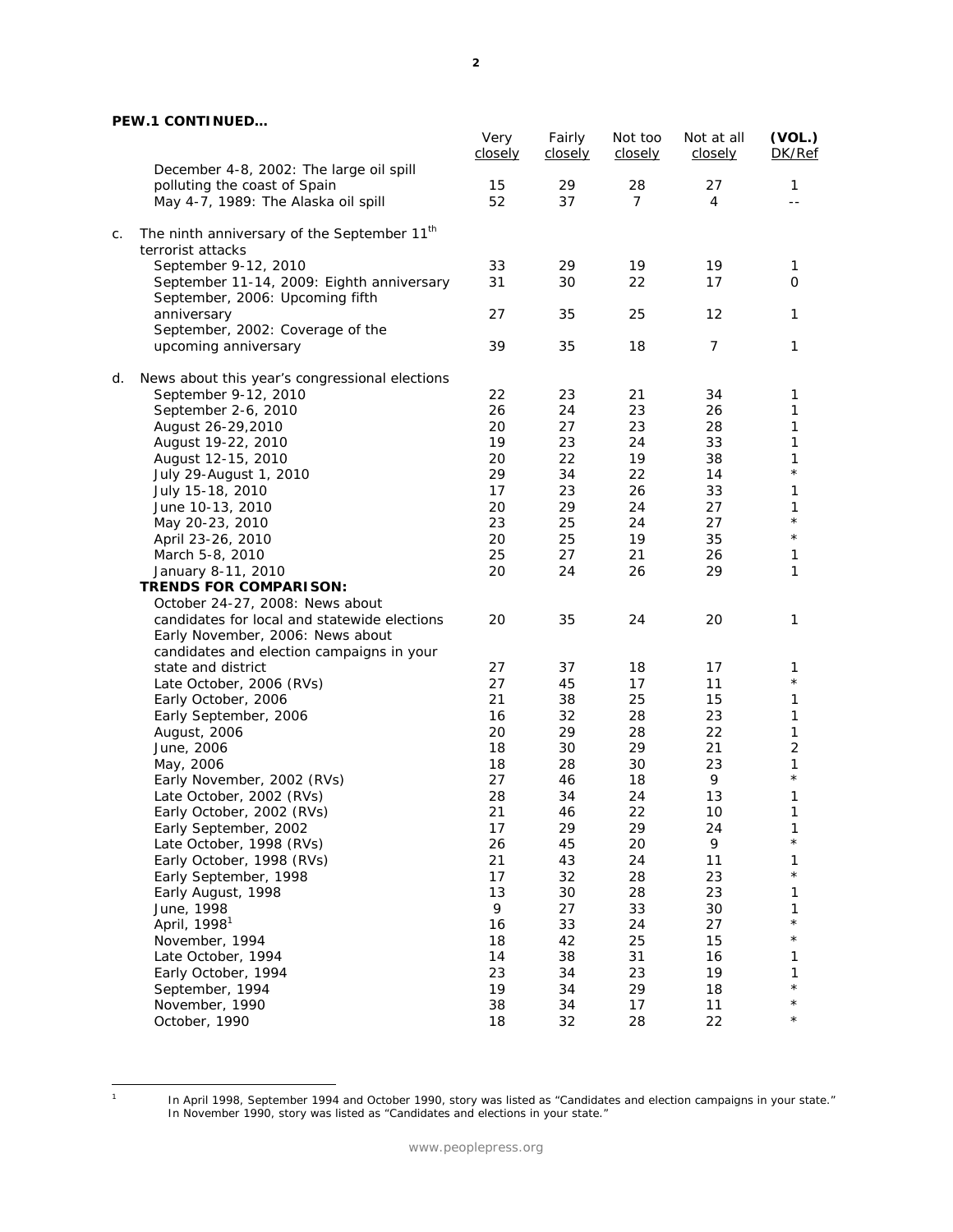**PEW.1 CONTINUED…**

| | Very closely | Fairly closely | Not too closely | Not at all closely | (VOL.) DK/Ref |
|---|---|---|---|---|---|
| December 4-8, 2002: The large oil spill polluting the coast of Spain | 15 | 29 | 28 | 27 | 1 |
| May 4-7, 1989: The Alaska oil spill | 52 | 37 | 7 | 4 | -- |
| c. The ninth anniversary of the September 11th terrorist attacks | | | | | |
| September 9-12, 2010 | 33 | 29 | 19 | 19 | 1 |
| September 11-14, 2009: Eighth anniversary | 31 | 30 | 22 | 17 | 0 |
| September, 2006: Upcoming fifth anniversary | 27 | 35 | 25 | 12 | 1 |
| September, 2002: Coverage of the upcoming anniversary | 39 | 35 | 18 | 7 | 1 |
| d. News about this year's congressional elections | | | | | |
| September 9-12, 2010 | 22 | 23 | 21 | 34 | 1 |
| September 2-6, 2010 | 26 | 24 | 23 | 26 | 1 |
| August 26-29,2010 | 20 | 27 | 23 | 28 | 1 |
| August 19-22, 2010 | 19 | 23 | 24 | 33 | 1 |
| August 12-15, 2010 | 20 | 22 | 19 | 38 | 1 |
| July 29-August 1, 2010 | 29 | 34 | 22 | 14 | * |
| July 15-18, 2010 | 17 | 23 | 26 | 33 | 1 |
| June 10-13, 2010 | 20 | 29 | 24 | 27 | 1 |
| May 20-23, 2010 | 23 | 25 | 24 | 27 | * |
| April 23-26, 2010 | 20 | 25 | 19 | 35 | * |
| March 5-8, 2010 | 25 | 27 | 21 | 26 | 1 |
| January 8-11, 2010 | 20 | 24 | 26 | 29 | 1 |
| **TRENDS FOR COMPARISON:** | | | | | |
| October 24-27, 2008: News about candidates for local and statewide elections | 20 | 35 | 24 | 20 | 1 |
| Early November, 2006: News about candidates and election campaigns in your state and district | 27 | 37 | 18 | 17 | 1 |
| Late October, 2006 (RVs) | 27 | 45 | 17 | 11 | * |
| Early October, 2006 | 21 | 38 | 25 | 15 | 1 |
| Early September, 2006 | 16 | 32 | 28 | 23 | 1 |
| August, 2006 | 20 | 29 | 28 | 22 | 1 |
| June, 2006 | 18 | 30 | 29 | 21 | 2 |
| May, 2006 | 18 | 28 | 30 | 23 | 1 |
| Early November, 2002 (RVs) | 27 | 46 | 18 | 9 | * |
| Late October, 2002 (RVs) | 28 | 34 | 24 | 13 | 1 |
| Early October, 2002 (RVs) | 21 | 46 | 22 | 10 | 1 |
| Early September, 2002 | 17 | 29 | 29 | 24 | 1 |
| Late October, 1998 (RVs) | 26 | 45 | 20 | 9 | * |
| Early October, 1998 (RVs) | 21 | 43 | 24 | 11 | 1 |
| Early September, 1998 | 17 | 32 | 28 | 23 | * |
| Early August, 1998 | 13 | 30 | 28 | 23 | 1 |
| June, 1998 | 9 | 27 | 33 | 30 | 1 |
| April, 1998[1] | 16 | 33 | 24 | 27 | * |
| November, 1994 | 18 | 42 | 25 | 15 | * |
| Late October, 1994 | 14 | 38 | 31 | 16 | 1 |
| Early October, 1994 | 23 | 34 | 23 | 19 | 1 |
| September, 1994 | 19 | 34 | 29 | 18 | * |
| November, 1990 | 38 | 34 | 17 | 11 | * |
| October, 1990 | 18 | 32 | 28 | 22 | * |

[1] In April 1998, September 1994 and October 1990, story was listed as "Candidates and election campaigns in your state." In November 1990, story was listed as "Candidates and elections in your state."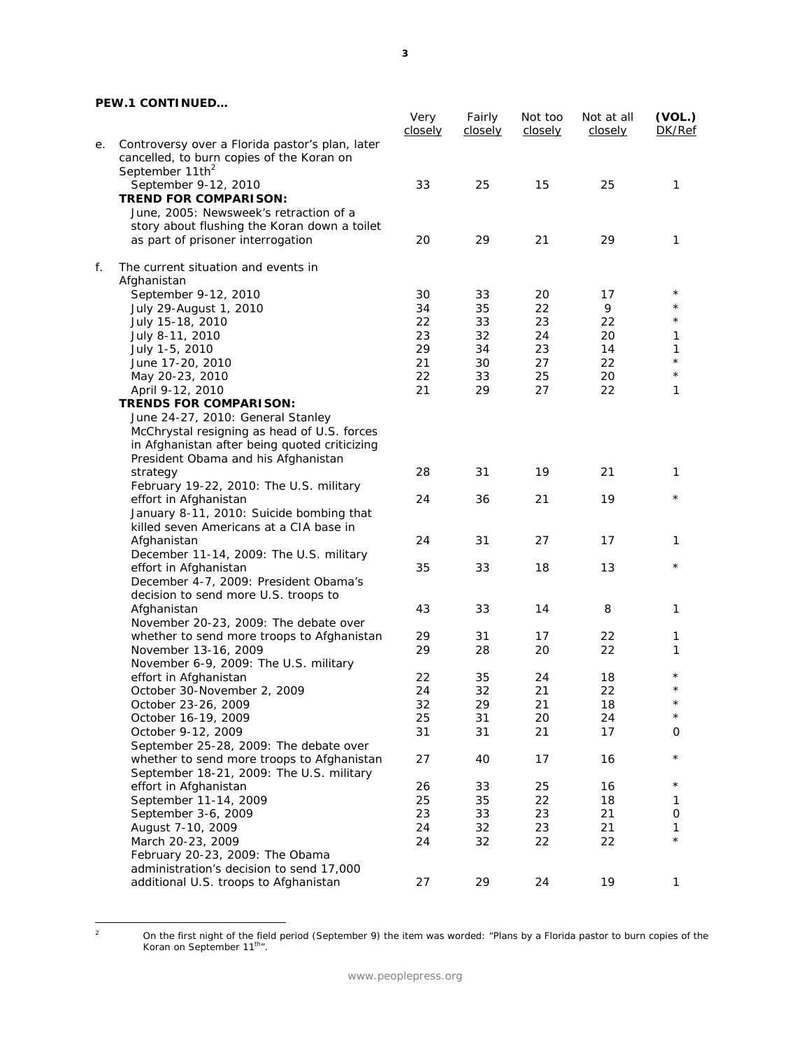**PEW.1 CONTINUED…**

| | | Very closely | Fairly closely | Not too closely | Not at all closely | (VOL.) DK/Ref |
|---|---|---|---|---|---|---|
| e. | Controversy over a Florida pastor's plan, later cancelled, to burn copies of the Koran on September 11th[2] | | | | | |
| | September 9-12, 2010 | 33 | 25 | 15 | 25 | 1 |
| | **TREND FOR COMPARISON:** | | | | | |
| | June, 2005: Newsweek's retraction of a story about flushing the Koran down a toilet as part of prisoner interrogation | 20 | 29 | 21 | 29 | 1 |
| f. | The current situation and events in Afghanistan | | | | | |
| | September 9-12, 2010 | 30 | 33 | 20 | 17 | * |
| | July 29-August 1, 2010 | 34 | 35 | 22 | 9 | * |
| | July 15-18, 2010 | 22 | 33 | 23 | 22 | * |
| | July 8-11, 2010 | 23 | 32 | 24 | 20 | 1 |
| | July 1-5, 2010 | 29 | 34 | 23 | 14 | 1 |
| | June 17-20, 2010 | 21 | 30 | 27 | 22 | * |
| | May 20-23, 2010 | 22 | 33 | 25 | 20 | * |
| | April 9-12, 2010 | 21 | 29 | 27 | 22 | 1 |
| | **TRENDS FOR COMPARISON:** | | | | | |
| | June 24-27, 2010: General Stanley McChrystal resigning as head of U.S. forces in Afghanistan after being quoted criticizing President Obama and his Afghanistan strategy | 28 | 31 | 19 | 21 | 1 |
| | February 19-22, 2010: The U.S. military effort in Afghanistan | 24 | 36 | 21 | 19 | * |
| | January 8-11, 2010: Suicide bombing that killed seven Americans at a CIA base in Afghanistan | 24 | 31 | 27 | 17 | 1 |
| | December 11-14, 2009: The U.S. military effort in Afghanistan | 35 | 33 | 18 | 13 | * |
| | December 4-7, 2009: President Obama's decision to send more U.S. troops to Afghanistan | 43 | 33 | 14 | 8 | 1 |
| | November 20-23, 2009: The debate over whether to send more troops to Afghanistan | 29 | 31 | 17 | 22 | 1 |
| | November 13-16, 2009 | 29 | 28 | 20 | 22 | 1 |
| | November 6-9, 2009: The U.S. military effort in Afghanistan | 22 | 35 | 24 | 18 | * |
| | October 30-November 2, 2009 | 24 | 32 | 21 | 22 | * |
| | October 23-26, 2009 | 32 | 29 | 21 | 18 | * |
| | October 16-19, 2009 | 25 | 31 | 20 | 24 | * |
| | October 9-12, 2009 | 31 | 31 | 21 | 17 | 0 |
| | September 25-28, 2009: The debate over whether to send more troops to Afghanistan | 27 | 40 | 17 | 16 | * |
| | September 18-21, 2009: The U.S. military effort in Afghanistan | 26 | 33 | 25 | 16 | * |
| | September 11-14, 2009 | 25 | 35 | 22 | 18 | 1 |
| | September 3-6, 2009 | 23 | 33 | 23 | 21 | 0 |
| | August 7-10, 2009 | 24 | 32 | 23 | 21 | 1 |
| | March 20-23, 2009 | 24 | 32 | 22 | 22 | * |
| | February 20-23, 2009: The Obama administration's decision to send 17,000 additional U.S. troops to Afghanistan | 27 | 29 | 24 | 19 | 1 |

[2] On the first night of the field period (September 9) the item was worded: "Plans by a Florida pastor to burn copies of the Koran on September 11th".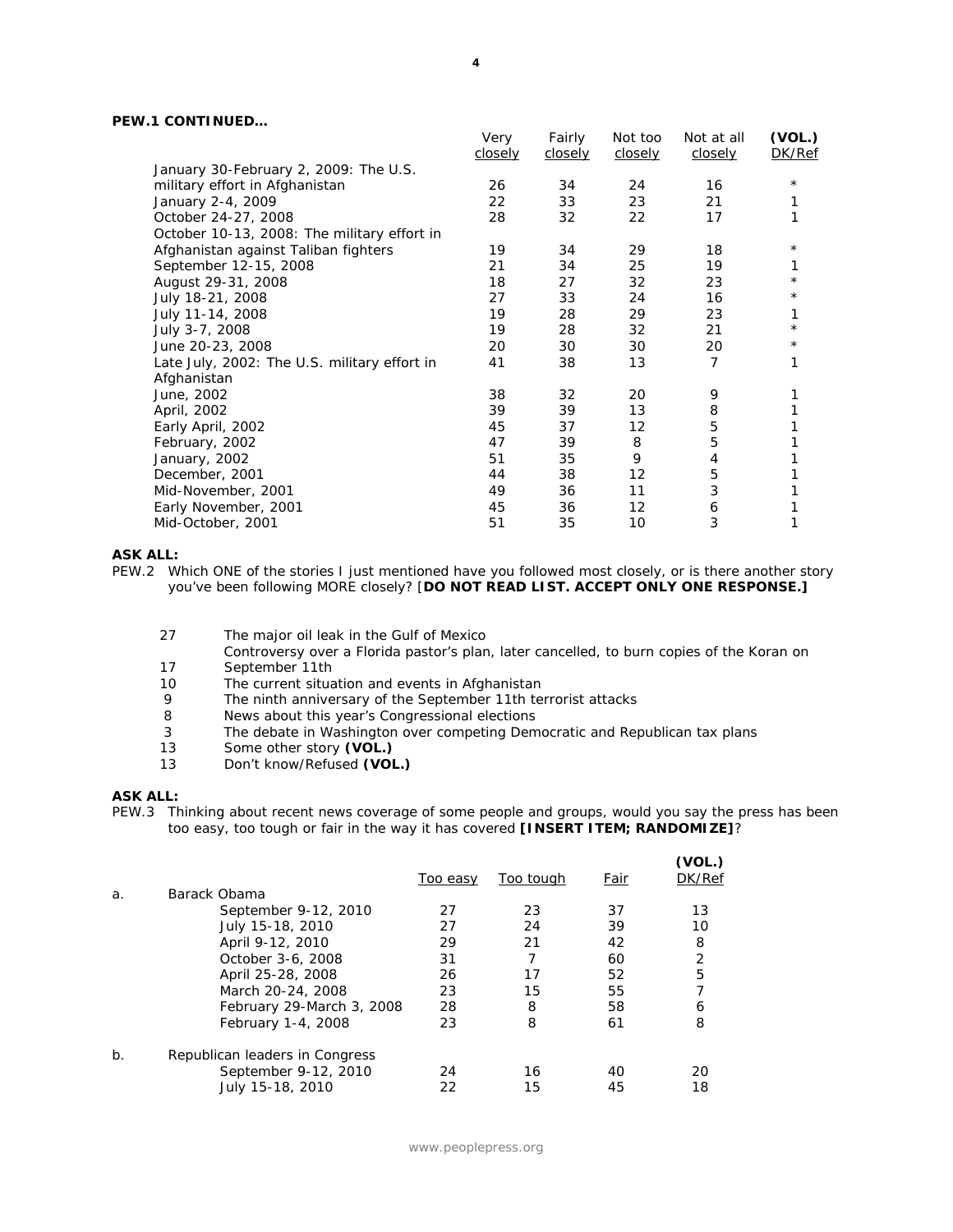**PEW.1 CONTINUED…**

| | Very closely | Fairly closely | Not too closely | Not at all closely | (VOL.) DK/Ref |
|---|---|---|---|---|---|
| January 30-February 2, 2009: The U.S. military effort in Afghanistan | 26 | 34 | 24 | 16 | * |
| January 2-4, 2009 | 22 | 33 | 23 | 21 | 1 |
| October 24-27, 2008 | 28 | 32 | 22 | 17 | 1 |
| October 10-13, 2008: The military effort in Afghanistan against Taliban fighters | 19 | 34 | 29 | 18 | * |
| September 12-15, 2008 | 21 | 34 | 25 | 19 | 1 |
| August 29-31, 2008 | 18 | 27 | 32 | 23 | * |
| July 18-21, 2008 | 27 | 33 | 24 | 16 | * |
| July 11-14, 2008 | 19 | 28 | 29 | 23 | 1 |
| July 3-7, 2008 | 19 | 28 | 32 | 21 | * |
| June 20-23, 2008 | 20 | 30 | 30 | 20 | * |
| Late July, 2002: The U.S. military effort in Afghanistan | 41 | 38 | 13 | 7 | 1 |
| June, 2002 | 38 | 32 | 20 | 9 | 1 |
| April, 2002 | 39 | 39 | 13 | 8 | 1 |
| Early April, 2002 | 45 | 37 | 12 | 5 | 1 |
| February, 2002 | 47 | 39 | 8 | 5 | 1 |
| January, 2002 | 51 | 35 | 9 | 4 | 1 |
| December, 2001 | 44 | 38 | 12 | 5 | 1 |
| Mid-November, 2001 | 49 | 36 | 11 | 3 | 1 |
| Early November, 2001 | 45 | 36 | 12 | 6 | 1 |
| Mid-October, 2001 | 51 | 35 | 10 | 3 | 1 |

**ASK ALL:**

PEW.2 Which ONE of the stories I just mentioned have you followed most closely, or is there another story you've been following MORE closely? [**DO NOT READ LIST. ACCEPT ONLY ONE RESPONSE.]**

| | |
|---|---|
| 27 | The major oil leak in the Gulf of Mexico |
| 17 | Controversy over a Florida pastor's plan, later cancelled, to burn copies of the Koran on September 11th |
| 10 | The current situation and events in Afghanistan |
| 9 | The ninth anniversary of the September 11th terrorist attacks |
| 8 | News about this year's Congressional elections |
| 3 | The debate in Washington over competing Democratic and Republican tax plans |
| 13 | Some other story **(VOL.)** |
| 13 | Don't know/Refused **(VOL.)** |

**ASK ALL:**

PEW.3 Thinking about recent news coverage of some people and groups, would you say the press has been too easy, too tough or fair in the way it has covered **[INSERT ITEM; RANDOMIZE]**?

| | | Too easy | Too tough | Fair | (VOL.) DK/Ref |
|---|---|---|---|---|---|
| a. | Barack Obama | | | | |
| | September 9-12, 2010 | 27 | 23 | 37 | 13 |
| | July 15-18, 2010 | 27 | 24 | 39 | 10 |
| | April 9-12, 2010 | 29 | 21 | 42 | 8 |
| | October 3-6, 2008 | 31 | 7 | 60 | 2 |
| | April 25-28, 2008 | 26 | 17 | 52 | 5 |
| | March 20-24, 2008 | 23 | 15 | 55 | 7 |
| | February 29-March 3, 2008 | 28 | 8 | 58 | 6 |
| | February 1-4, 2008 | 23 | 8 | 61 | 8 |
| b. | Republican leaders in Congress | | | | |
| | September 9-12, 2010 | 24 | 16 | 40 | 20 |
| | July 15-18, 2010 | 22 | 15 | 45 | 18 |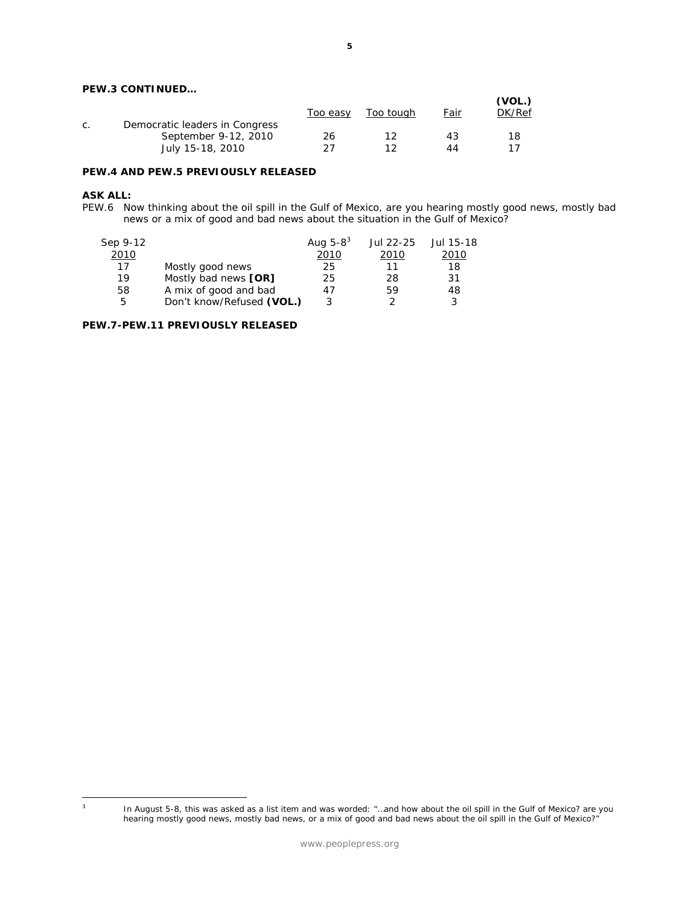**PEW.3 CONTINUED…**

| | | Too easy | Too tough | Fair | (VOL.) DK/Ref |
|---|---|---|---|---|---|
| c. | Democratic leaders in Congress | | | | |
| | September 9-12, 2010 | 26 | 12 | 43 | 18 |
| | July 15-18, 2010 | 27 | 12 | 44 | 17 |

**PEW.4 AND PEW.5 PREVIOUSLY RELEASED**

**ASK ALL:**

PEW.6 Now thinking about the oil spill in the Gulf of Mexico, are you hearing mostly good news, mostly bad news or a mix of good and bad news about the situation in the Gulf of Mexico?

| Sep 9-12 2010 | | Aug 5-8[3] 2010 | Jul 22-25 2010 | Jul 15-18 2010 |
|---|---|---|---|---|
| 17 | Mostly good news | 25 | 11 | 18 |
| 19 | Mostly bad news **[OR]** | 25 | 28 | 31 |
| 58 | A mix of good and bad | 47 | 59 | 48 |
| 5 | Don't know/Refused **(VOL.)** | 3 | 2 | 3 |

**PEW.7-PEW.11 PREVIOUSLY RELEASED**

[3] In August 5-8, this was asked as a list item and was worded: "…and how about the oil spill in the Gulf of Mexico? are you hearing mostly good news, mostly bad news, or a mix of good and bad news about the oil spill in the Gulf of Mexico?"